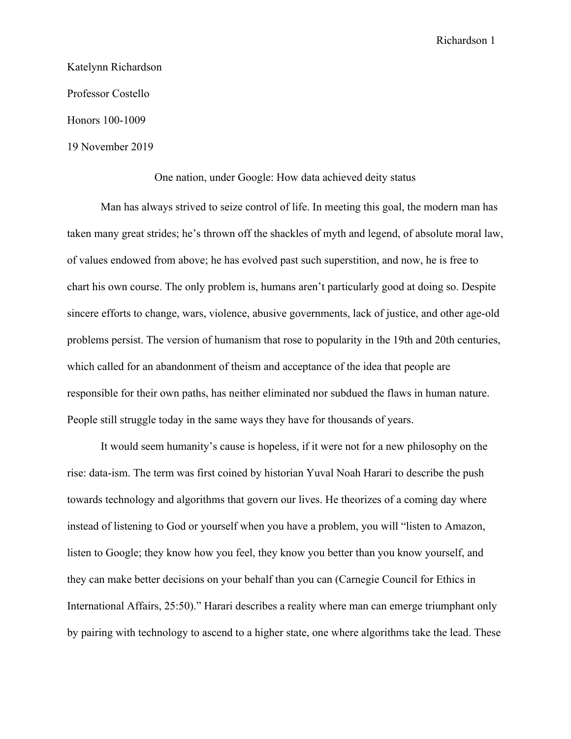Katelynn Richardson

Professor Costello

Honors 100-1009

19 November 2019

# One nation, under Google: How data achieved deity status

Man has always strived to seize control of life. In meeting this goal, the modern man has taken many great strides; he's thrown off the shackles of myth and legend, of absolute moral law, of values endowed from above; he has evolved past such superstition, and now, he is free to chart his own course. The only problem is, humans aren't particularly good at doing so. Despite sincere efforts to change, wars, violence, abusive governments, lack of justice, and other age-old problems persist. The version of humanism that rose to popularity in the 19th and 20th centuries, which called for an abandonment of theism and acceptance of the idea that people are responsible for their own paths, has neither eliminated nor subdued the flaws in human nature. People still struggle today in the same ways they have for thousands of years.

It would seem humanity's cause is hopeless, if it were not for a new philosophy on the rise: data-ism. The term was first coined by historian Yuval Noah Harari to describe the push towards technology and algorithms that govern our lives. He theorizes of a coming day where instead of listening to God or yourself when you have a problem, you will "listen to Amazon, listen to Google; they know how you feel, they know you better than you know yourself, and they can make better decisions on your behalf than you can (Carnegie Council for Ethics in International Affairs, 25:50)." Harari describes a reality where man can emerge triumphant only by pairing with technology to ascend to a higher state, one where algorithms take the lead. These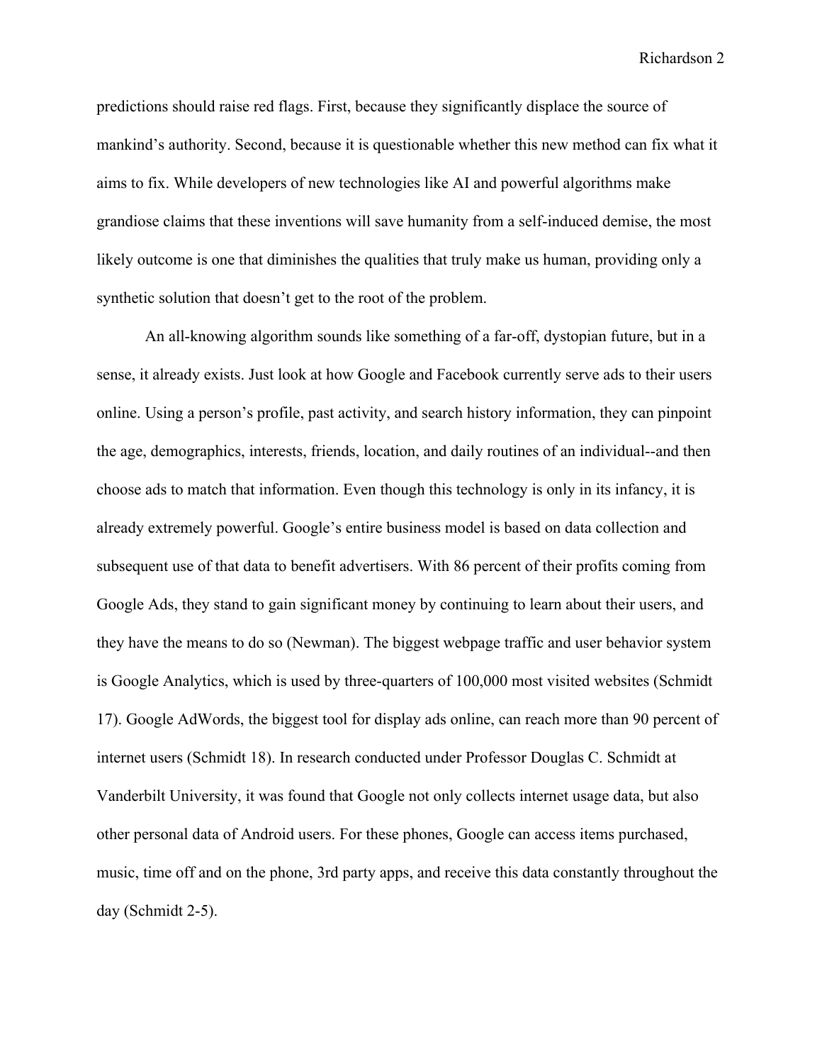predictions should raise red flags. First, because they significantly displace the source of mankind's authority. Second, because it is questionable whether this new method can fix what it aims to fix. While developers of new technologies like AI and powerful algorithms make grandiose claims that these inventions will save humanity from a self-induced demise, the most likely outcome is one that diminishes the qualities that truly make us human, providing only a synthetic solution that doesn't get to the root of the problem.

An all-knowing algorithm sounds like something of a far-off, dystopian future, but in a sense, it already exists. Just look at how Google and Facebook currently serve ads to their users online. Using a person's profile, past activity, and search history information, they can pinpoint the age, demographics, interests, friends, location, and daily routines of an individual--and then choose ads to match that information. Even though this technology is only in its infancy, it is already extremely powerful. Google's entire business model is based on data collection and subsequent use of that data to benefit advertisers. With 86 percent of their profits coming from Google Ads, they stand to gain significant money by continuing to learn about their users, and they have the means to do so (Newman). The biggest webpage traffic and user behavior system is Google Analytics, which is used by three-quarters of 100,000 most visited websites (Schmidt 17). Google AdWords, the biggest tool for display ads online, can reach more than 90 percent of internet users (Schmidt 18). In research conducted under Professor Douglas C. Schmidt at Vanderbilt University, it was found that Google not only collects internet usage data, but also other personal data of Android users. For these phones, Google can access items purchased, music, time off and on the phone, 3rd party apps, and receive this data constantly throughout the day (Schmidt 2-5).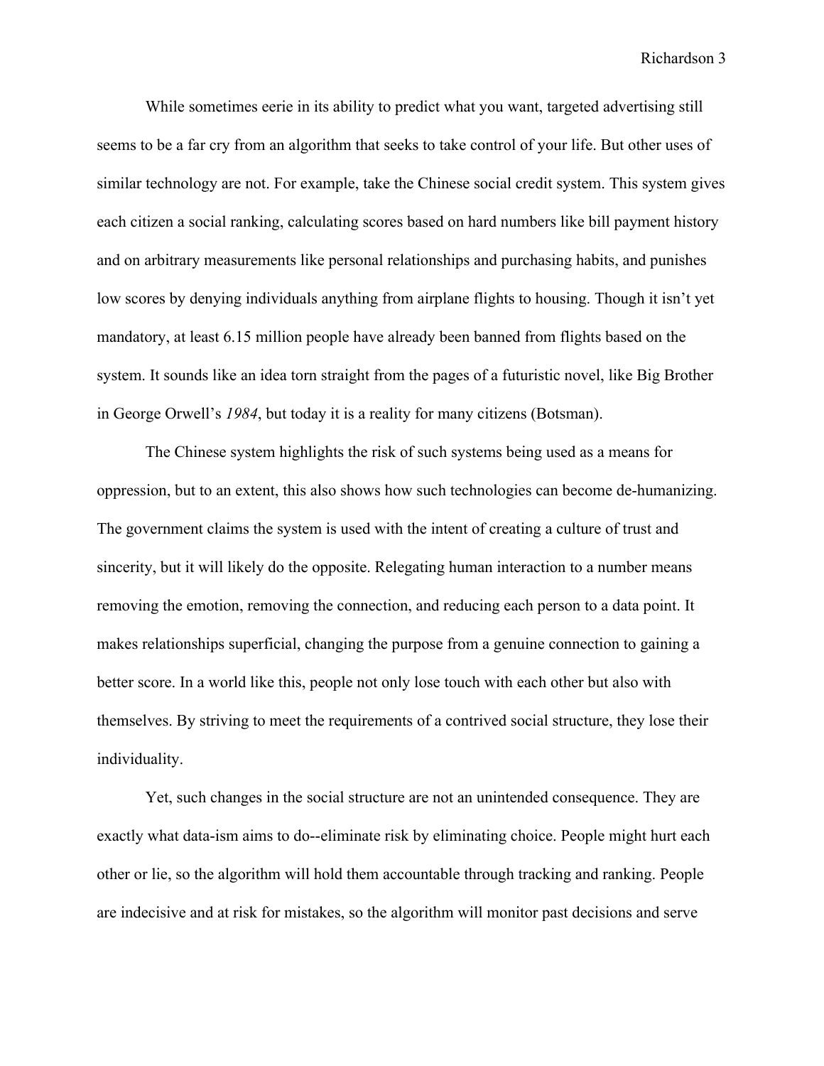While sometimes eerie in its ability to predict what you want, targeted advertising still seems to be a far cry from an algorithm that seeks to take control of your life. But other uses of similar technology are not. For example, take the Chinese social credit system. This system gives each citizen a social ranking, calculating scores based on hard numbers like bill payment history and on arbitrary measurements like personal relationships and purchasing habits, and punishes low scores by denying individuals anything from airplane flights to housing. Though it isn't yet mandatory, at least 6.15 million people have already been banned from flights based on the system. It sounds like an idea torn straight from the pages of a futuristic novel, like Big Brother in George Orwell's *1984*, but today it is a reality for many citizens (Botsman).

The Chinese system highlights the risk of such systems being used as a means for oppression, but to an extent, this also shows how such technologies can become de-humanizing. The government claims the system is used with the intent of creating a culture of trust and sincerity, but it will likely do the opposite. Relegating human interaction to a number means removing the emotion, removing the connection, and reducing each person to a data point. It makes relationships superficial, changing the purpose from a genuine connection to gaining a better score. In a world like this, people not only lose touch with each other but also with themselves. By striving to meet the requirements of a contrived social structure, they lose their individuality.

Yet, such changes in the social structure are not an unintended consequence. They are exactly what data-ism aims to do--eliminate risk by eliminating choice. People might hurt each other or lie, so the algorithm will hold them accountable through tracking and ranking. People are indecisive and at risk for mistakes, so the algorithm will monitor past decisions and serve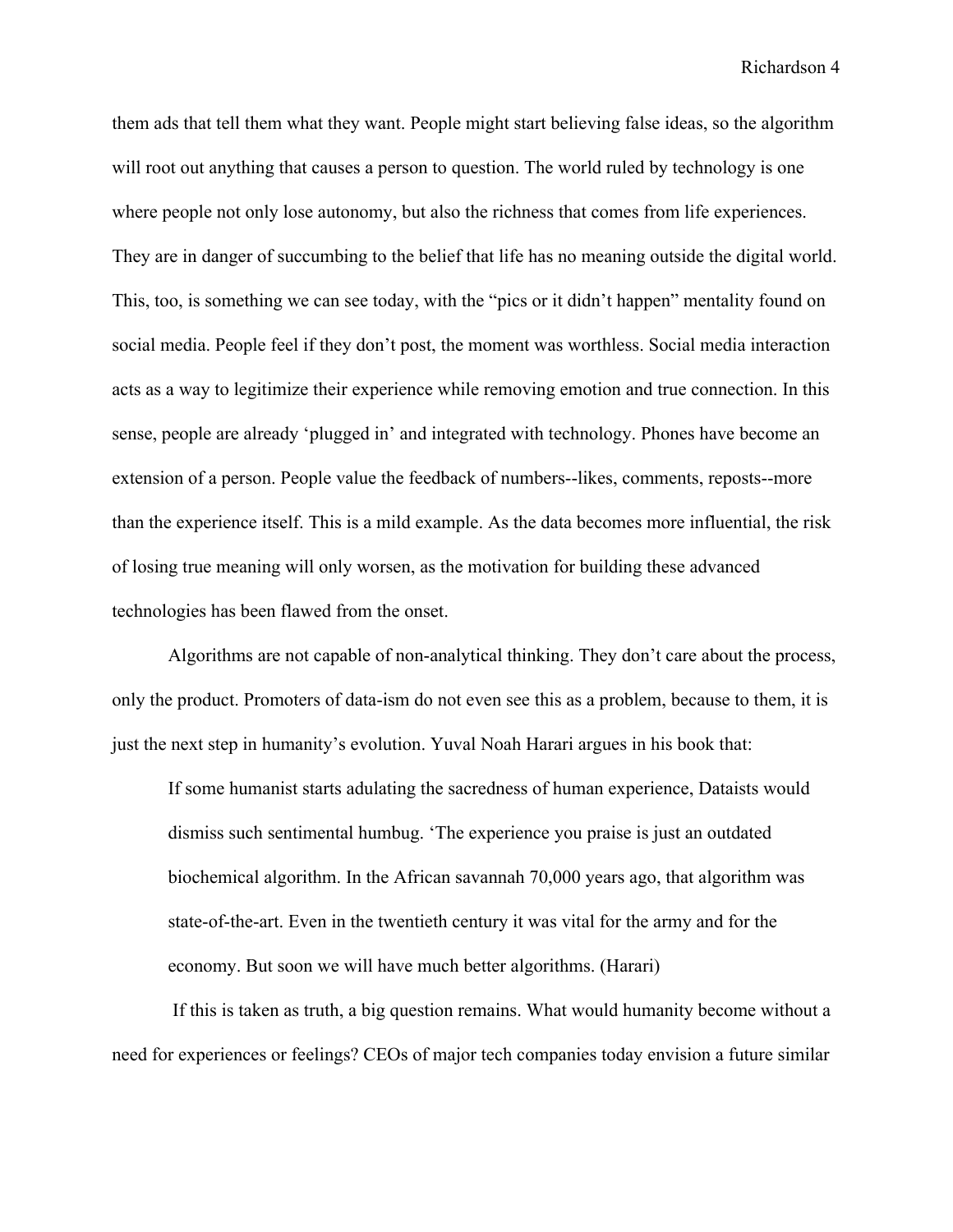them ads that tell them what they want. People might start believing false ideas, so the algorithm will root out anything that causes a person to question. The world ruled by technology is one where people not only lose autonomy, but also the richness that comes from life experiences. They are in danger of succumbing to the belief that life has no meaning outside the digital world. This, too, is something we can see today, with the "pics or it didn't happen" mentality found on social media. People feel if they don't post, the moment was worthless. Social media interaction acts as a way to legitimize their experience while removing emotion and true connection. In this sense, people are already 'plugged in' and integrated with technology. Phones have become an extension of a person. People value the feedback of numbers--likes, comments, reposts--more than the experience itself. This is a mild example. As the data becomes more influential, the risk of losing true meaning will only worsen, as the motivation for building these advanced technologies has been flawed from the onset.

Algorithms are not capable of non-analytical thinking. They don't care about the process, only the product. Promoters of data-ism do not even see this as a problem, because to them, it is just the next step in humanity's evolution. Yuval Noah Harari argues in his book that:

> If some humanist starts adulating the sacredness of human experience, Dataists would dismiss such sentimental humbug. 'The experience you praise is just an outdated biochemical algorithm. In the African savannah 70,000 years ago, that algorithm was state-of-the-art. Even in the twentieth century it was vital for the army and for the economy. But soon we will have much better algorithms. (Harari)

If this is taken as truth, a big question remains. What would humanity become without a need for experiences or feelings? CEOs of major tech companies today envision a future similar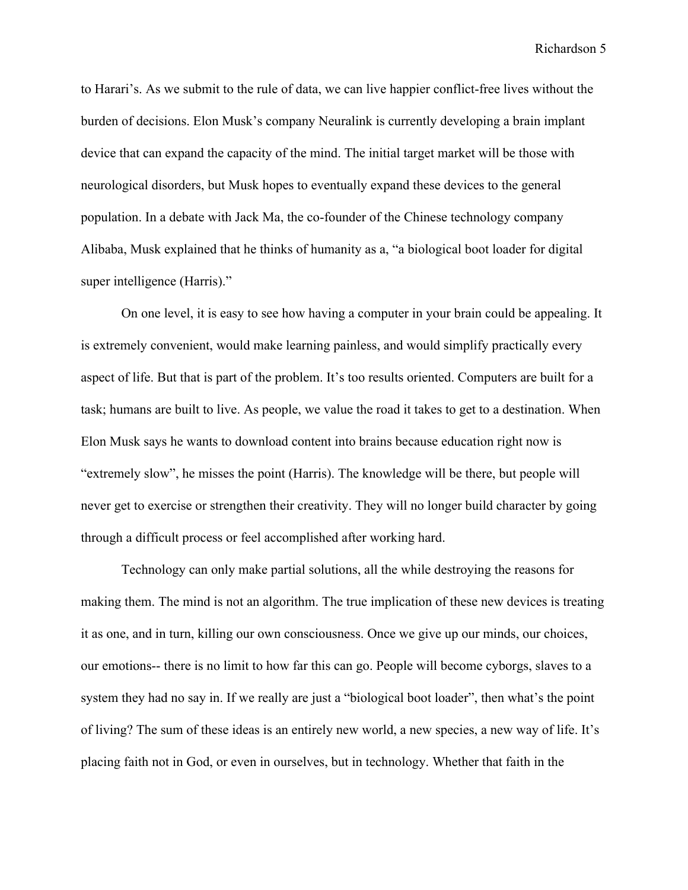to Harari's. As we submit to the rule of data, we can live happier conflict-free lives without the burden of decisions. Elon Musk's company Neuralink is currently developing a brain implant device that can expand the capacity of the mind. The initial target market will be those with neurological disorders, but Musk hopes to eventually expand these devices to the general population. In a debate with Jack Ma, the co-founder of the Chinese technology company Alibaba, Musk explained that he thinks of humanity as a, "a biological boot loader for digital super intelligence (Harris)."

On one level, it is easy to see how having a computer in your brain could be appealing. It is extremely convenient, would make learning painless, and would simplify practically every aspect of life. But that is part of the problem. It's too results oriented. Computers are built for a task; humans are built to live. As people, we value the road it takes to get to a destination. When Elon Musk says he wants to download content into brains because education right now is "extremely slow", he misses the point (Harris). The knowledge will be there, but people will never get to exercise or strengthen their creativity. They will no longer build character by going through a difficult process or feel accomplished after working hard.

Technology can only make partial solutions, all the while destroying the reasons for making them. The mind is not an algorithm. The true implication of these new devices is treating it as one, and in turn, killing our own consciousness. Once we give up our minds, our choices, our emotions-- there is no limit to how far this can go. People will become cyborgs, slaves to a system they had no say in. If we really are just a "biological boot loader", then what's the point of living? The sum of these ideas is an entirely new world, a new species, a new way of life. It's placing faith not in God, or even in ourselves, but in technology. Whether that faith in the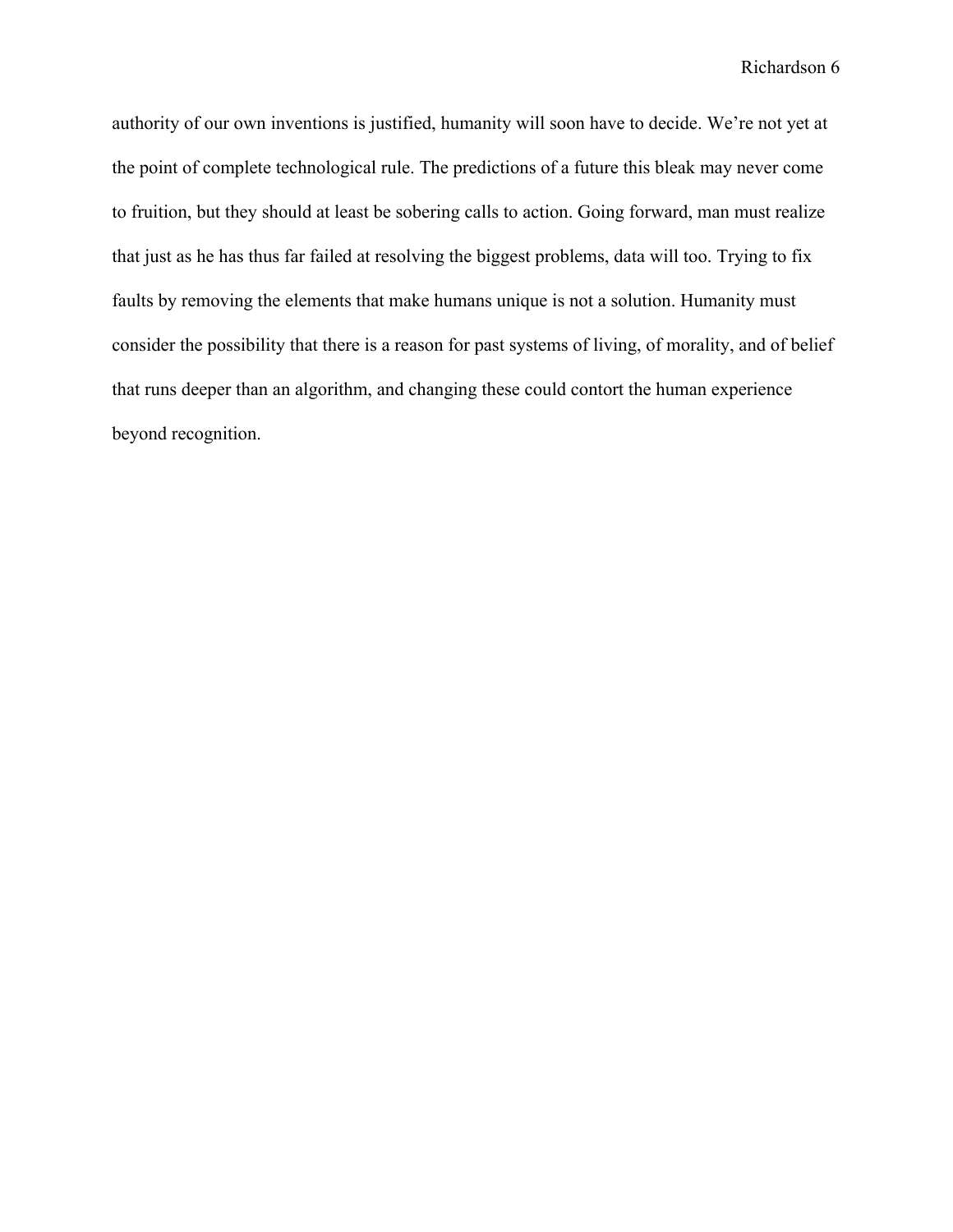authority of our own inventions is justified, humanity will soon have to decide. We're not yet at the point of complete technological rule. The predictions of a future this bleak may never come to fruition, but they should at least be sobering calls to action. Going forward, man must realize that just as he has thus far failed at resolving the biggest problems, data will too. Trying to fix faults by removing the elements that make humans unique is not a solution. Humanity must consider the possibility that there is a reason for past systems of living, of morality, and of belief that runs deeper than an algorithm, and changing these could contort the human experience beyond recognition.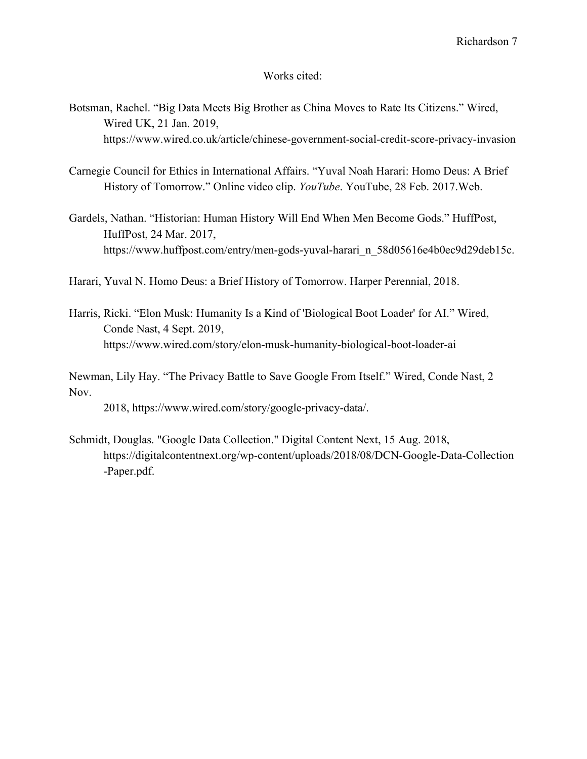# Works cited:

Botsman, Rachel. "Big Data Meets Big Brother as China Moves to Rate Its Citizens." Wired, Wired UK, 21 Jan. 2019, https://www.wired.co.uk/article/chinese-government-social-credit-score-privacy-invasion

Carnegie Council for Ethics in International Affairs. "Yuval Noah Harari: Homo Deus: A Brief History of Tomorrow." Online video clip. *YouTube*. YouTube, 28 Feb. 2017.Web.

Gardels, Nathan. "Historian: Human History Will End When Men Become Gods." HuffPost, HuffPost, 24 Mar. 2017, https://www.huffpost.com/entry/men-gods-yuval-harari_n_58d05616e4b0ec9d29deb15c.

Harari, Yuval N. Homo Deus: a Brief History of Tomorrow. Harper Perennial, 2018.

Harris, Ricki. "Elon Musk: Humanity Is a Kind of 'Biological Boot Loader' for AI." Wired, Conde Nast, 4 Sept. 2019, https://www.wired.com/story/elon-musk-humanity-biological-boot-loader-ai

Newman, Lily Hay. "The Privacy Battle to Save Google From Itself." Wired, Conde Nast, 2 Nov. 2018, https://www.wired.com/story/google-privacy-data/.

Schmidt, Douglas. "Google Data Collection." Digital Content Next, 15 Aug. 2018, https://digitalcontentnext.org/wp-content/uploads/2018/08/DCN-Google-Data-Collection-Paper.pdf.